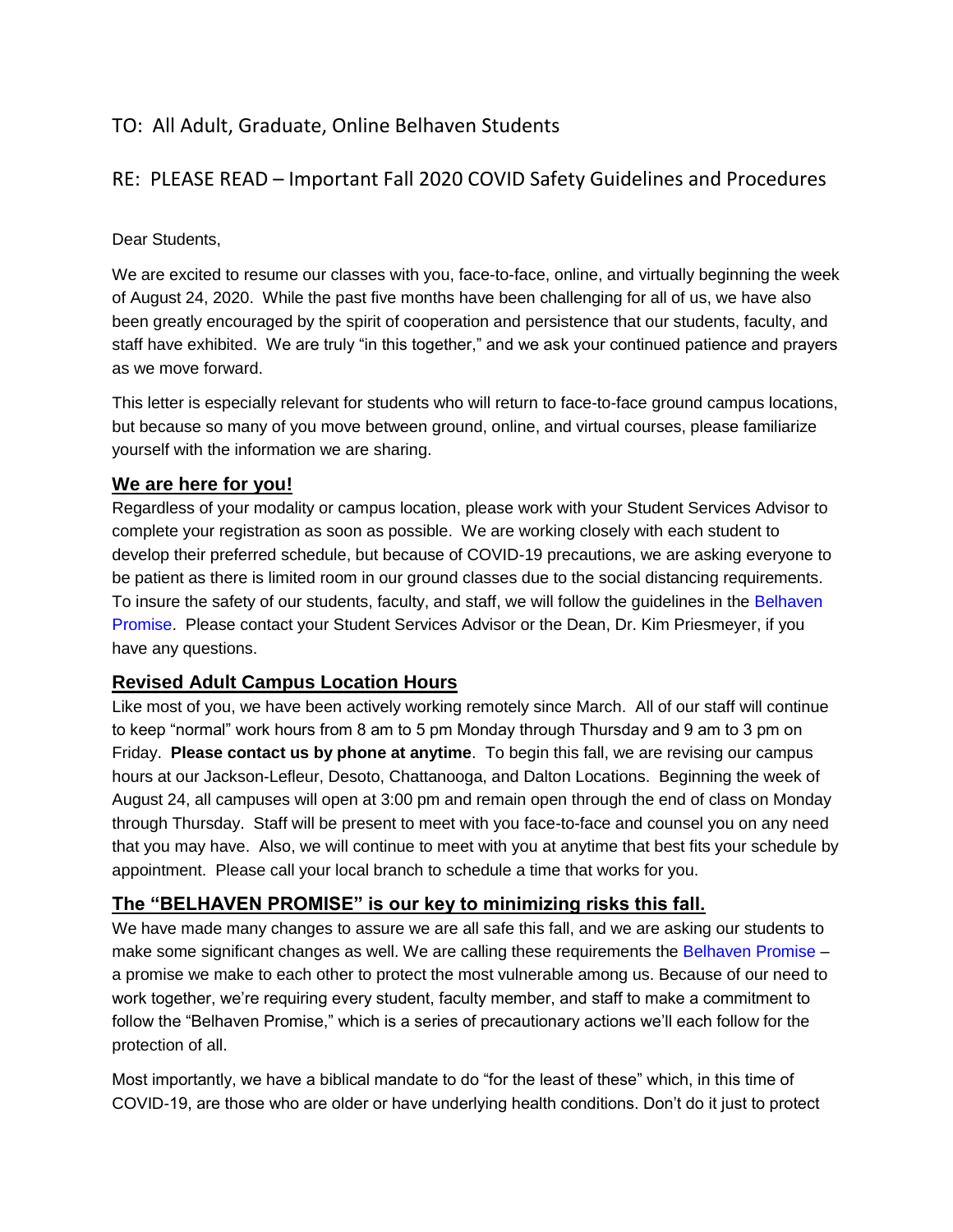TO: All Adult, Graduate, Online Belhaven Students

RE: PLEASE READ – Important Fall 2020 COVID Safety Guidelines and Procedures

Dear Students,

We are excited to resume our classes with you, face-to-face, online, and virtually beginning the week of August 24, 2020. While the past five months have been challenging for all of us, we have also been greatly encouraged by the spirit of cooperation and persistence that our students, faculty, and staff have exhibited. We are truly "in this together," and we ask your continued patience and prayers as we move forward.

This letter is especially relevant for students who will return to face-to-face ground campus locations, but because so many of you move between ground, online, and virtual courses, please familiarize yourself with the information we are sharing.

## We are here for you!

Regardless of your modality or campus location, please work with your Student Services Advisor to complete your registration as soon as possible. We are working closely with each student to develop their preferred schedule, but because of COVID-19 precautions, we are asking everyone to be patient as there is limited room in our ground classes due to the social distancing requirements. To insure the safety of our students, faculty, and staff, we will follow the guidelines in the Belhaven Promise. Please contact your Student Services Advisor or the Dean, Dr. Kim Priesmeyer, if you have any questions.

## Revised Adult Campus Location Hours

Like most of you, we have been actively working remotely since March. All of our staff will continue to keep "normal" work hours from 8 am to 5 pm Monday through Thursday and 9 am to 3 pm on Friday. **Please contact us by phone at anytime**. To begin this fall, we are revising our campus hours at our Jackson-Lefleur, Desoto, Chattanooga, and Dalton Locations. Beginning the week of August 24, all campuses will open at 3:00 pm and remain open through the end of class on Monday through Thursday. Staff will be present to meet with you face-to-face and counsel you on any need that you may have. Also, we will continue to meet with you at anytime that best fits your schedule by appointment. Please call your local branch to schedule a time that works for you.

## The "BELHAVEN PROMISE" is our key to minimizing risks this fall.

We have made many changes to assure we are all safe this fall, and we are asking our students to make some significant changes as well. We are calling these requirements the Belhaven Promise – a promise we make to each other to protect the most vulnerable among us. Because of our need to work together, we're requiring every student, faculty member, and staff to make a commitment to follow the "Belhaven Promise," which is a series of precautionary actions we'll each follow for the protection of all.

Most importantly, we have a biblical mandate to do "for the least of these" which, in this time of COVID-19, are those who are older or have underlying health conditions. Don't do it just to protect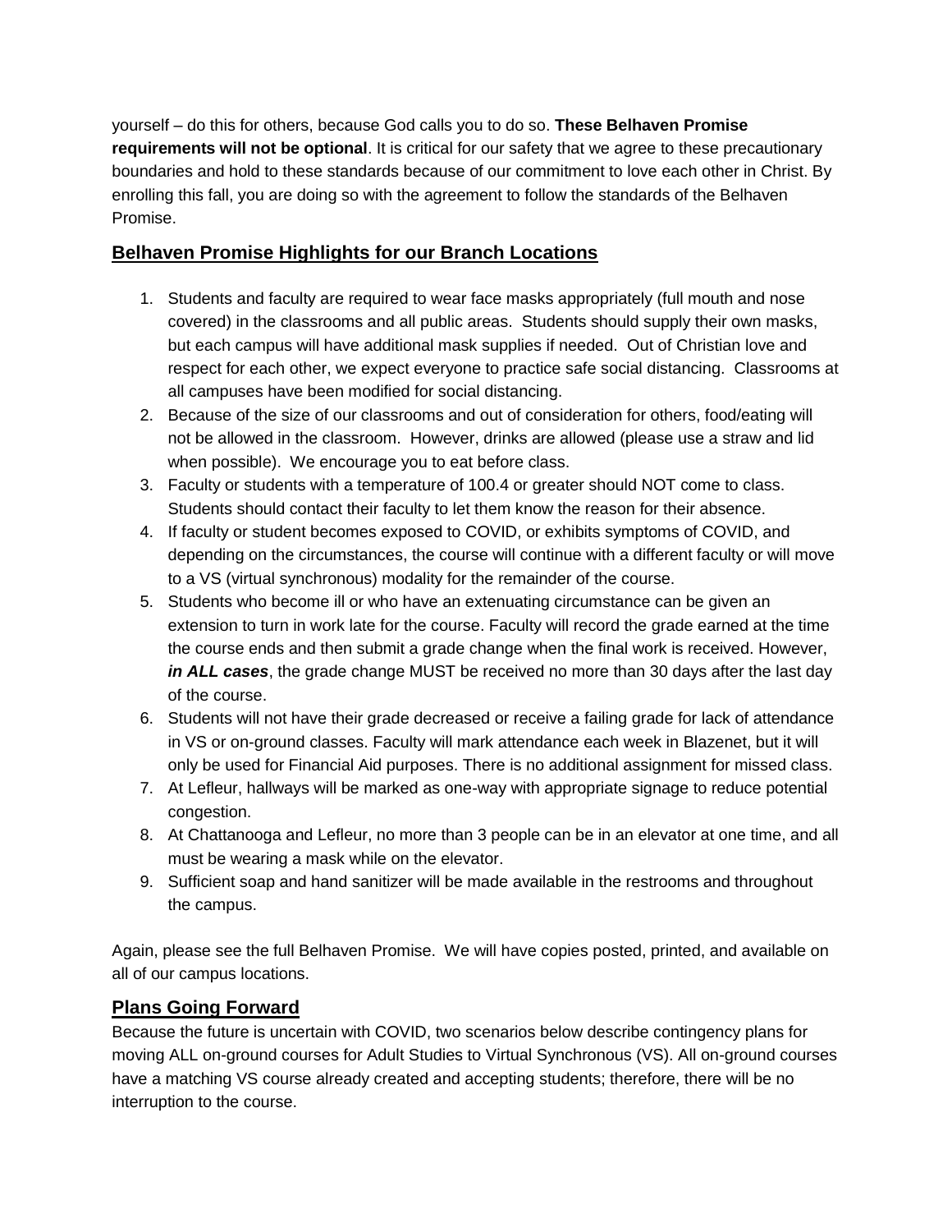yourself – do this for others, because God calls you to do so. **These Belhaven Promise requirements will not be optional**. It is critical for our safety that we agree to these precautionary boundaries and hold to these standards because of our commitment to love each other in Christ. By enrolling this fall, you are doing so with the agreement to follow the standards of the Belhaven Promise.

## Belhaven Promise Highlights for our Branch Locations

1. Students and faculty are required to wear face masks appropriately (full mouth and nose covered) in the classrooms and all public areas. Students should supply their own masks, but each campus will have additional mask supplies if needed. Out of Christian love and respect for each other, we expect everyone to practice safe social distancing. Classrooms at all campuses have been modified for social distancing.
2. Because of the size of our classrooms and out of consideration for others, food/eating will not be allowed in the classroom. However, drinks are allowed (please use a straw and lid when possible). We encourage you to eat before class.
3. Faculty or students with a temperature of 100.4 or greater should NOT come to class. Students should contact their faculty to let them know the reason for their absence.
4. If faculty or student becomes exposed to COVID, or exhibits symptoms of COVID, and depending on the circumstances, the course will continue with a different faculty or will move to a VS (virtual synchronous) modality for the remainder of the course.
5. Students who become ill or who have an extenuating circumstance can be given an extension to turn in work late for the course. Faculty will record the grade earned at the time the course ends and then submit a grade change when the final work is received. However, ***in ALL cases***, the grade change MUST be received no more than 30 days after the last day of the course.
6. Students will not have their grade decreased or receive a failing grade for lack of attendance in VS or on-ground classes. Faculty will mark attendance each week in Blazenet, but it will only be used for Financial Aid purposes. There is no additional assignment for missed class.
7. At Lefleur, hallways will be marked as one-way with appropriate signage to reduce potential congestion.
8. At Chattanooga and Lefleur, no more than 3 people can be in an elevator at one time, and all must be wearing a mask while on the elevator.
9. Sufficient soap and hand sanitizer will be made available in the restrooms and throughout the campus.

Again, please see the full Belhaven Promise. We will have copies posted, printed, and available on all of our campus locations.

## Plans Going Forward

Because the future is uncertain with COVID, two scenarios below describe contingency plans for moving ALL on-ground courses for Adult Studies to Virtual Synchronous (VS). All on-ground courses have a matching VS course already created and accepting students; therefore, there will be no interruption to the course.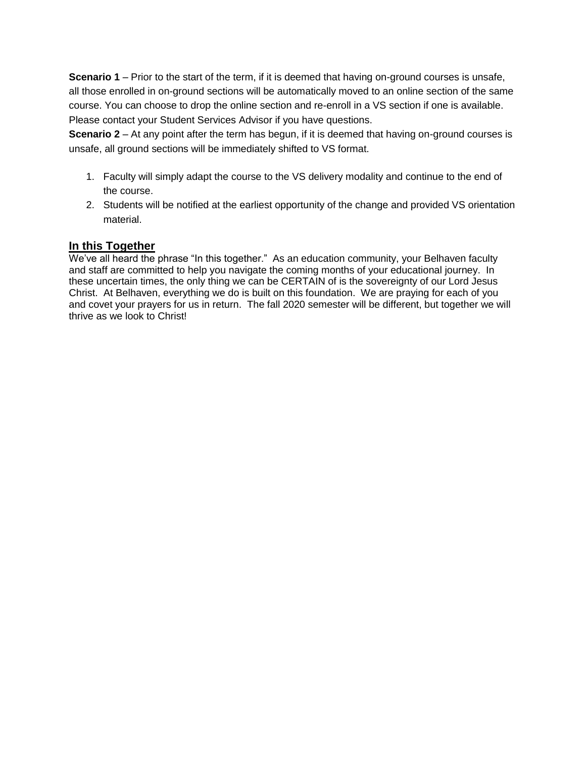**Scenario 1** – Prior to the start of the term, if it is deemed that having on-ground courses is unsafe, all those enrolled in on-ground sections will be automatically moved to an online section of the same course. You can choose to drop the online section and re-enroll in a VS section if one is available. Please contact your Student Services Advisor if you have questions.

**Scenario 2** – At any point after the term has begun, if it is deemed that having on-ground courses is unsafe, all ground sections will be immediately shifted to VS format.

1. Faculty will simply adapt the course to the VS delivery modality and continue to the end of the course.
2. Students will be notified at the earliest opportunity of the change and provided VS orientation material.

## In this Together

We've all heard the phrase "In this together." As an education community, your Belhaven faculty and staff are committed to help you navigate the coming months of your educational journey. In these uncertain times, the only thing we can be CERTAIN of is the sovereignty of our Lord Jesus Christ. At Belhaven, everything we do is built on this foundation. We are praying for each of you and covet your prayers for us in return. The fall 2020 semester will be different, but together we will thrive as we look to Christ!